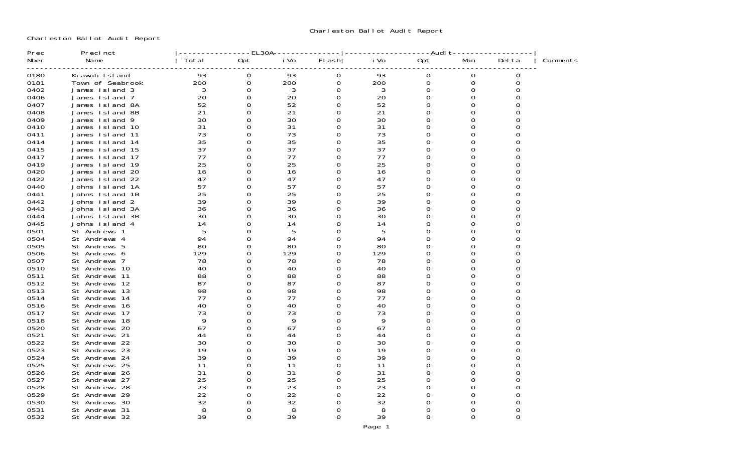# Charleston Ballot Audit Report

Charleston Ballot Audit Report

| Prec | Precinct | EL30A | | | | Audit | | | | |
|---|---|---|---|---|---|---|---|---|---|---|
| Nber | Name | Total | Opt | iVo | Flash | iVo | Opt | Man | Delta | Comments |
| 0180 | Kiawah Island | 93 | 0 | 93 | 0 | 93 | 0 | 0 | 0 | |
| 0181 | Town of Seabrook | 200 | 0 | 200 | 0 | 200 | 0 | 0 | 0 | |
| 0402 | James Island 3 | 3 | 0 | 3 | 0 | 3 | 0 | 0 | 0 | |
| 0406 | James Island 7 | 20 | 0 | 20 | 0 | 20 | 0 | 0 | 0 | |
| 0407 | James Island 8A | 52 | 0 | 52 | 0 | 52 | 0 | 0 | 0 | |
| 0408 | James Island 8B | 21 | 0 | 21 | 0 | 21 | 0 | 0 | 0 | |
| 0409 | James Island 9 | 30 | 0 | 30 | 0 | 30 | 0 | 0 | 0 | |
| 0410 | James Island 10 | 31 | 0 | 31 | 0 | 31 | 0 | 0 | 0 | |
| 0411 | James Island 11 | 73 | 0 | 73 | 0 | 73 | 0 | 0 | 0 | |
| 0414 | James Island 14 | 35 | 0 | 35 | 0 | 35 | 0 | 0 | 0 | |
| 0415 | James Island 15 | 37 | 0 | 37 | 0 | 37 | 0 | 0 | 0 | |
| 0417 | James Island 17 | 77 | 0 | 77 | 0 | 77 | 0 | 0 | 0 | |
| 0419 | James Island 19 | 25 | 0 | 25 | 0 | 25 | 0 | 0 | 0 | |
| 0420 | James Island 20 | 16 | 0 | 16 | 0 | 16 | 0 | 0 | 0 | |
| 0422 | James Island 22 | 47 | 0 | 47 | 0 | 47 | 0 | 0 | 0 | |
| 0440 | Johns Island 1A | 57 | 0 | 57 | 0 | 57 | 0 | 0 | 0 | |
| 0441 | Johns Island 1B | 25 | 0 | 25 | 0 | 25 | 0 | 0 | 0 | |
| 0442 | Johns Island 2 | 39 | 0 | 39 | 0 | 39 | 0 | 0 | 0 | |
| 0443 | Johns Island 3A | 36 | 0 | 36 | 0 | 36 | 0 | 0 | 0 | |
| 0444 | Johns Island 3B | 30 | 0 | 30 | 0 | 30 | 0 | 0 | 0 | |
| 0445 | Johns Island 4 | 14 | 0 | 14 | 0 | 14 | 0 | 0 | 0 | |
| 0501 | St Andrews 1 | 5 | 0 | 5 | 0 | 5 | 0 | 0 | 0 | |
| 0504 | St Andrews 4 | 94 | 0 | 94 | 0 | 94 | 0 | 0 | 0 | |
| 0505 | St Andrews 5 | 80 | 0 | 80 | 0 | 80 | 0 | 0 | 0 | |
| 0506 | St Andrews 6 | 129 | 0 | 129 | 0 | 129 | 0 | 0 | 0 | |
| 0507 | St Andrews 7 | 78 | 0 | 78 | 0 | 78 | 0 | 0 | 0 | |
| 0510 | St Andrews 10 | 40 | 0 | 40 | 0 | 40 | 0 | 0 | 0 | |
| 0511 | St Andrews 11 | 88 | 0 | 88 | 0 | 88 | 0 | 0 | 0 | |
| 0512 | St Andrews 12 | 87 | 0 | 87 | 0 | 87 | 0 | 0 | 0 | |
| 0513 | St Andrews 13 | 98 | 0 | 98 | 0 | 98 | 0 | 0 | 0 | |
| 0514 | St Andrews 14 | 77 | 0 | 77 | 0 | 77 | 0 | 0 | 0 | |
| 0516 | St Andrews 16 | 40 | 0 | 40 | 0 | 40 | 0 | 0 | 0 | |
| 0517 | St Andrews 17 | 73 | 0 | 73 | 0 | 73 | 0 | 0 | 0 | |
| 0518 | St Andrews 18 | 9 | 0 | 9 | 0 | 9 | 0 | 0 | 0 | |
| 0520 | St Andrews 20 | 67 | 0 | 67 | 0 | 67 | 0 | 0 | 0 | |
| 0521 | St Andrews 21 | 44 | 0 | 44 | 0 | 44 | 0 | 0 | 0 | |
| 0522 | St Andrews 22 | 30 | 0 | 30 | 0 | 30 | 0 | 0 | 0 | |
| 0523 | St Andrews 23 | 19 | 0 | 19 | 0 | 19 | 0 | 0 | 0 | |
| 0524 | St Andrews 24 | 39 | 0 | 39 | 0 | 39 | 0 | 0 | 0 | |
| 0525 | St Andrews 25 | 11 | 0 | 11 | 0 | 11 | 0 | 0 | 0 | |
| 0526 | St Andrews 26 | 31 | 0 | 31 | 0 | 31 | 0 | 0 | 0 | |
| 0527 | St Andrews 27 | 25 | 0 | 25 | 0 | 25 | 0 | 0 | 0 | |
| 0528 | St Andrews 28 | 23 | 0 | 23 | 0 | 23 | 0 | 0 | 0 | |
| 0529 | St Andrews 29 | 22 | 0 | 22 | 0 | 22 | 0 | 0 | 0 | |
| 0530 | St Andrews 30 | 32 | 0 | 32 | 0 | 32 | 0 | 0 | 0 | |
| 0531 | St Andrews 31 | 8 | 0 | 8 | 0 | 8 | 0 | 0 | 0 | |
| 0532 | St Andrews 32 | 39 | 0 | 39 | 0 | 39 | 0 | 0 | 0 | |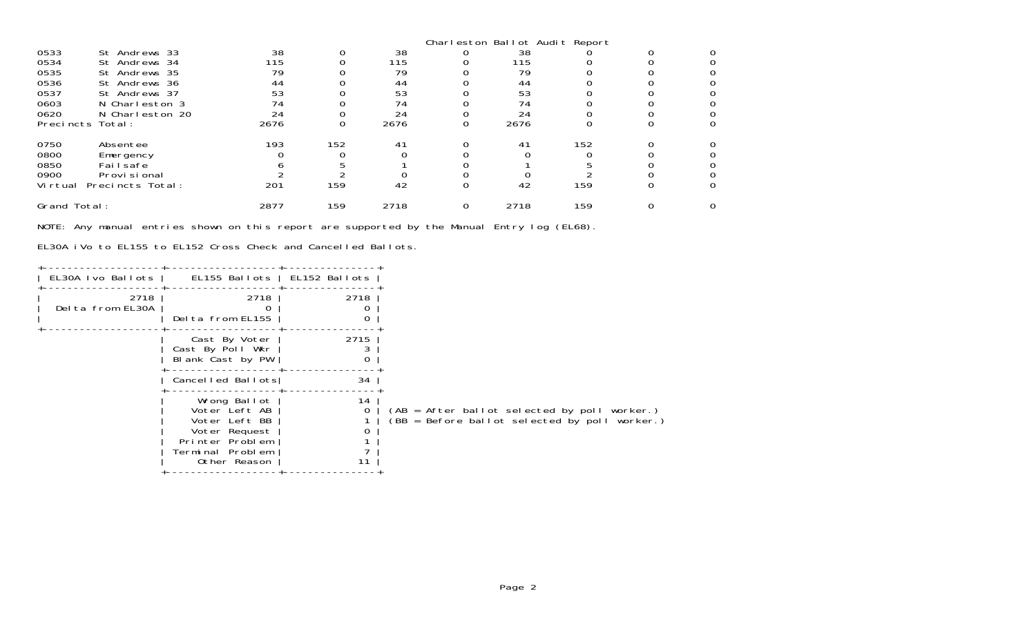Charleston Ballot Audit Report

| | | | | | | | | | |
|---|---|---|---|---|---|---|---|---|---|
| 0533 | St Andrews 33 | 38 | 0 | 38 | 0 | 38 | 0 | 0 | 0 |
| 0534 | St Andrews 34 | 115 | 0 | 115 | 0 | 115 | 0 | 0 | 0 |
| 0535 | St Andrews 35 | 79 | 0 | 79 | 0 | 79 | 0 | 0 | 0 |
| 0536 | St Andrews 36 | 44 | 0 | 44 | 0 | 44 | 0 | 0 | 0 |
| 0537 | St Andrews 37 | 53 | 0 | 53 | 0 | 53 | 0 | 0 | 0 |
| 0603 | N Charleston 3 | 74 | 0 | 74 | 0 | 74 | 0 | 0 | 0 |
| 0620 | N Charleston 20 | 24 | 0 | 24 | 0 | 24 | 0 | 0 | 0 |
| Precincts Total: | | 2676 | 0 | 2676 | 0 | 2676 | 0 | 0 | 0 |
| 0750 | Absentee | 193 | 152 | 41 | 0 | 41 | 152 | 0 | 0 |
| 0800 | Emergency | 0 | 0 | 0 | 0 | 0 | 0 | 0 | 0 |
| 0850 | Failsafe | 6 | 5 | 1 | 0 | 1 | 5 | 0 | 0 |
| 0900 | Provisional | 2 | 2 | 0 | 0 | 0 | 2 | 0 | 0 |
| Virtual Precincts Total: | | 201 | 159 | 42 | 0 | 42 | 159 | 0 | 0 |
| Grand Total: | | 2877 | 159 | 2718 | 0 | 2718 | 159 | 0 | 0 |

NOTE: Any manual entries shown on this report are supported by the Manual Entry log (EL68).

EL30A iVo to EL155 to EL152 Cross Check and Cancelled Ballots.

| EL30A Ivo Ballots | EL155 Ballots | EL152 Ballots |
|---|---|---|
| 2718 | 2718 | 2718 |
| Delta from EL30A | 0 | 0 |
| | Delta from EL155 | 0 |
| | Cast By Voter | 2715 |
| | Cast By Poll Wkr | 3 |
| | Blank Cast by PW | 0 |
| | Cancelled Ballots | 34 |
| | Wrong Ballot | 14 |
| | Voter Left AB | 0 |
| | Voter Left BB | 1 |
| | Voter Request | 0 |
| | Printer Problem | 1 |
| | Terminal Problem | 7 |
| | Other Reason | 11 |

(AB = After ballot selected by poll worker.)
(BB = Before ballot selected by poll worker.)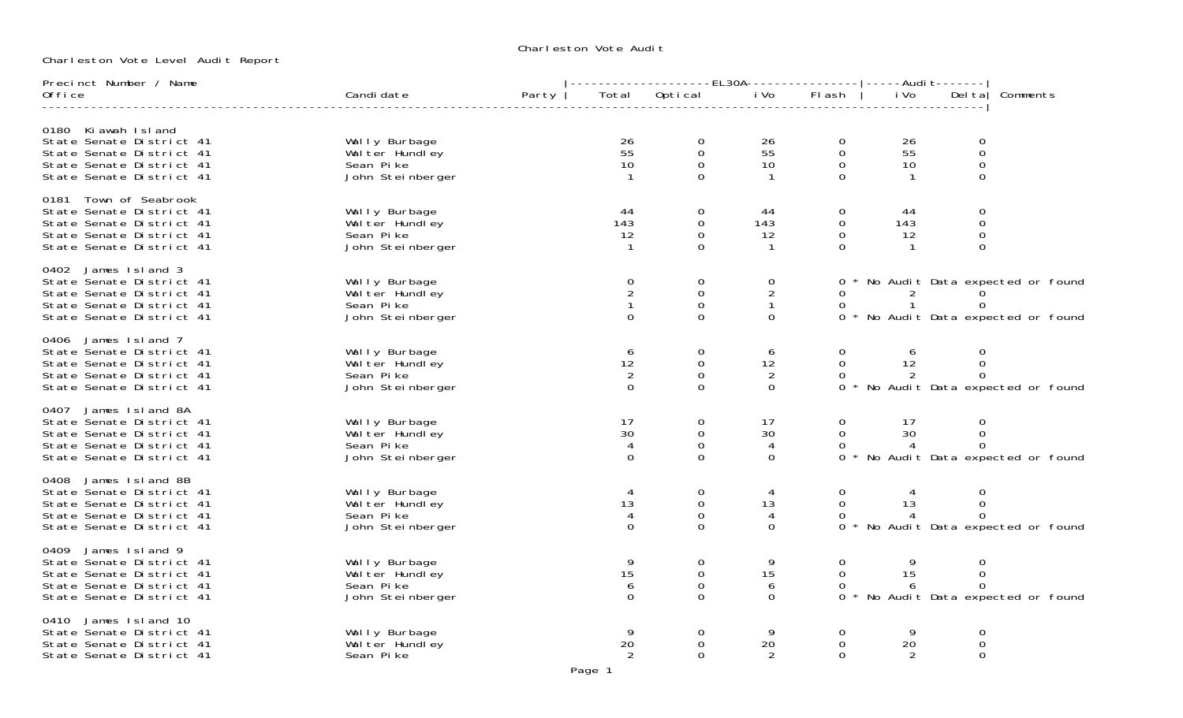Charleston Vote Audit

Charleston Vote Level Audit Report

| Precinct Number / Name / Office | Candidate | Party | EL30A Total | EL30A Optical | EL30A iVo | EL30A Flash | Audit iVo | Audit Delta | Comments |
|---|---|---|---|---|---|---|---|---|---|
| **0180 Kiawah Island** | | | | | | | | | |
| State Senate District 41 | Wally Burbage | | 26 | 0 | 26 | 0 | 26 | 0 | |
| State Senate District 41 | Walter Hundley | | 55 | 0 | 55 | 0 | 55 | 0 | |
| State Senate District 41 | Sean Pike | | 10 | 0 | 10 | 0 | 10 | 0 | |
| State Senate District 41 | John Steinberger | | 1 | 0 | 1 | 0 | 1 | 0 | |
| **0181 Town of Seabrook** | | | | | | | | | |
| State Senate District 41 | Wally Burbage | | 44 | 0 | 44 | 0 | 44 | 0 | |
| State Senate District 41 | Walter Hundley | | 143 | 0 | 143 | 0 | 143 | 0 | |
| State Senate District 41 | Sean Pike | | 12 | 0 | 12 | 0 | 12 | 0 | |
| State Senate District 41 | John Steinberger | | 1 | 0 | 1 | 0 | 1 | 0 | |
| **0402 James Island 3** | | | | | | | | | |
| State Senate District 41 | Wally Burbage | | 0 | 0 | 0 | 0 | | | * No Audit Data expected or found |
| State Senate District 41 | Walter Hundley | | 2 | 0 | 2 | 0 | 2 | 0 | |
| State Senate District 41 | Sean Pike | | 1 | 0 | 1 | 0 | 1 | 0 | |
| State Senate District 41 | John Steinberger | | 0 | 0 | 0 | 0 | | | * No Audit Data expected or found |
| **0406 James Island 7** | | | | | | | | | |
| State Senate District 41 | Wally Burbage | | 6 | 0 | 6 | 0 | 6 | 0 | |
| State Senate District 41 | Walter Hundley | | 12 | 0 | 12 | 0 | 12 | 0 | |
| State Senate District 41 | Sean Pike | | 2 | 0 | 2 | 0 | 2 | 0 | |
| State Senate District 41 | John Steinberger | | 0 | 0 | 0 | 0 | | | * No Audit Data expected or found |
| **0407 James Island 8A** | | | | | | | | | |
| State Senate District 41 | Wally Burbage | | 17 | 0 | 17 | 0 | 17 | 0 | |
| State Senate District 41 | Walter Hundley | | 30 | 0 | 30 | 0 | 30 | 0 | |
| State Senate District 41 | Sean Pike | | 4 | 0 | 4 | 0 | 4 | 0 | |
| State Senate District 41 | John Steinberger | | 0 | 0 | 0 | 0 | | | * No Audit Data expected or found |
| **0408 James Island 8B** | | | | | | | | | |
| State Senate District 41 | Wally Burbage | | 4 | 0 | 4 | 0 | 4 | 0 | |
| State Senate District 41 | Walter Hundley | | 13 | 0 | 13 | 0 | 13 | 0 | |
| State Senate District 41 | Sean Pike | | 4 | 0 | 4 | 0 | 4 | 0 | |
| State Senate District 41 | John Steinberger | | 0 | 0 | 0 | 0 | | | * No Audit Data expected or found |
| **0409 James Island 9** | | | | | | | | | |
| State Senate District 41 | Wally Burbage | | 9 | 0 | 9 | 0 | 9 | 0 | |
| State Senate District 41 | Walter Hundley | | 15 | 0 | 15 | 0 | 15 | 0 | |
| State Senate District 41 | Sean Pike | | 6 | 0 | 6 | 0 | 6 | 0 | |
| State Senate District 41 | John Steinberger | | 0 | 0 | 0 | 0 | | | * No Audit Data expected or found |
| **0410 James Island 10** | | | | | | | | | |
| State Senate District 41 | Wally Burbage | | 9 | 0 | 9 | 0 | 9 | 0 | |
| State Senate District 41 | Walter Hundley | | 20 | 0 | 20 | 0 | 20 | 0 | |
| State Senate District 41 | Sean Pike | | 2 | 0 | 2 | 0 | 2 | 0 | |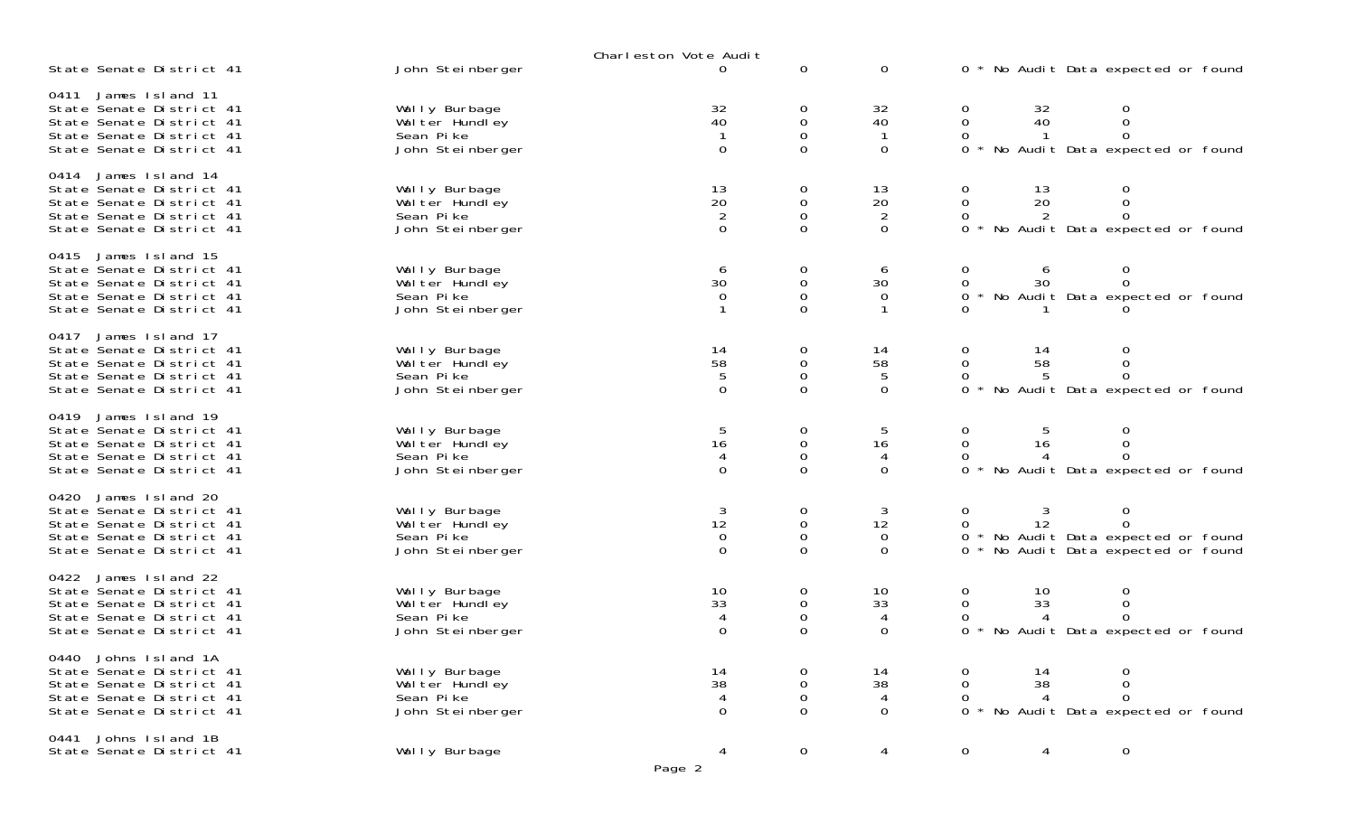Charleston Vote Audit

| | | | | | | | |
|---|---|---|---|---|---|---|---|
| State Senate District 41 | John Steinberger | 0 | 0 | 0 | 0 * No Audit Data expected or found | | |
| **0411 James Island 11** | | | | | | | |
| State Senate District 41 | Wally Burbage | 32 | 0 | 32 | 0 | 32 | 0 |
| State Senate District 41 | Walter Hundley | 40 | 0 | 40 | 0 | 40 | 0 |
| State Senate District 41 | Sean Pike | 1 | 0 | 1 | 0 | 1 | 0 |
| State Senate District 41 | John Steinberger | 0 | 0 | 0 | 0 * No Audit Data expected or found | | |
| **0414 James Island 14** | | | | | | | |
| State Senate District 41 | Wally Burbage | 13 | 0 | 13 | 0 | 13 | 0 |
| State Senate District 41 | Walter Hundley | 20 | 0 | 20 | 0 | 20 | 0 |
| State Senate District 41 | Sean Pike | 2 | 0 | 2 | 0 | 2 | 0 |
| State Senate District 41 | John Steinberger | 0 | 0 | 0 | 0 * No Audit Data expected or found | | |
| **0415 James Island 15** | | | | | | | |
| State Senate District 41 | Wally Burbage | 6 | 0 | 6 | 0 | 6 | 0 |
| State Senate District 41 | Walter Hundley | 30 | 0 | 30 | 0 | 30 | 0 |
| State Senate District 41 | Sean Pike | 0 | 0 | 0 | 0 * No Audit Data expected or found | | |
| State Senate District 41 | John Steinberger | 1 | 0 | 1 | 0 | 1 | 0 |
| **0417 James Island 17** | | | | | | | |
| State Senate District 41 | Wally Burbage | 14 | 0 | 14 | 0 | 14 | 0 |
| State Senate District 41 | Walter Hundley | 58 | 0 | 58 | 0 | 58 | 0 |
| State Senate District 41 | Sean Pike | 5 | 0 | 5 | 0 | 5 | 0 |
| State Senate District 41 | John Steinberger | 0 | 0 | 0 | 0 * No Audit Data expected or found | | |
| **0419 James Island 19** | | | | | | | |
| State Senate District 41 | Wally Burbage | 5 | 0 | 5 | 0 | 5 | 0 |
| State Senate District 41 | Walter Hundley | 16 | 0 | 16 | 0 | 16 | 0 |
| State Senate District 41 | Sean Pike | 4 | 0 | 4 | 0 | 4 | 0 |
| State Senate District 41 | John Steinberger | 0 | 0 | 0 | 0 * No Audit Data expected or found | | |
| **0420 James Island 20** | | | | | | | |
| State Senate District 41 | Wally Burbage | 3 | 0 | 3 | 0 | 3 | 0 |
| State Senate District 41 | Walter Hundley | 12 | 0 | 12 | 0 | 12 | 0 |
| State Senate District 41 | Sean Pike | 0 | 0 | 0 | 0 * No Audit Data expected or found | | |
| State Senate District 41 | John Steinberger | 0 | 0 | 0 | 0 * No Audit Data expected or found | | |
| **0422 James Island 22** | | | | | | | |
| State Senate District 41 | Wally Burbage | 10 | 0 | 10 | 0 | 10 | 0 |
| State Senate District 41 | Walter Hundley | 33 | 0 | 33 | 0 | 33 | 0 |
| State Senate District 41 | Sean Pike | 4 | 0 | 4 | 0 | 4 | 0 |
| State Senate District 41 | John Steinberger | 0 | 0 | 0 | 0 * No Audit Data expected or found | | |
| **0440 Johns Island 1A** | | | | | | | |
| State Senate District 41 | Wally Burbage | 14 | 0 | 14 | 0 | 14 | 0 |
| State Senate District 41 | Walter Hundley | 38 | 0 | 38 | 0 | 38 | 0 |
| State Senate District 41 | Sean Pike | 4 | 0 | 4 | 0 | 4 | 0 |
| State Senate District 41 | John Steinberger | 0 | 0 | 0 | 0 * No Audit Data expected or found | | |
| **0441 Johns Island 1B** | | | | | | | |
| State Senate District 41 | Wally Burbage | 4 | 0 | 4 | 0 | 4 | 0 |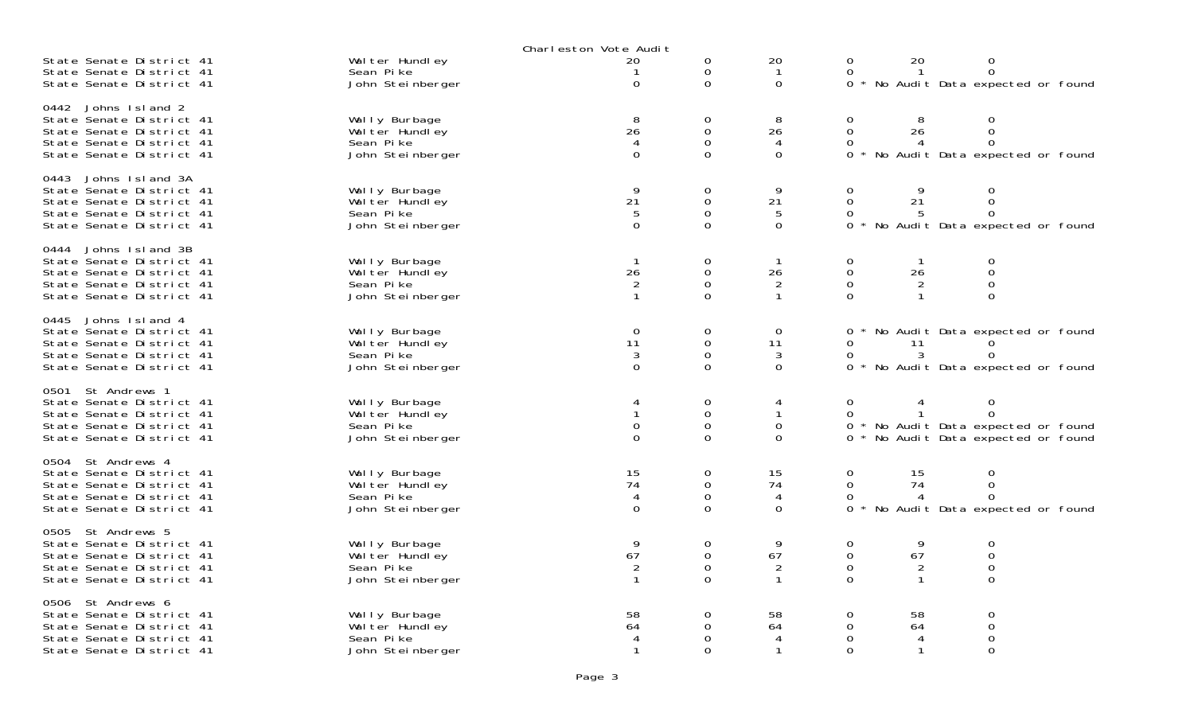Charleston Vote Audit

| | | | | | | | |
|---|---|---|---|---|---|---|---|
| State Senate District 41 | Walter Hundley | 20 | 0 | 20 | 0 | 20 | 0 |
| State Senate District 41 | Sean Pike | 1 | 0 | 1 | 0 | 1 | 0 |
| State Senate District 41 | John Steinberger | 0 | 0 | 0 | 0 * No Audit Data expected or found | | |
| **0442 Johns Island 2** | | | | | | | |
| State Senate District 41 | Wally Burbage | 8 | 0 | 8 | 0 | 8 | 0 |
| State Senate District 41 | Walter Hundley | 26 | 0 | 26 | 0 | 26 | 0 |
| State Senate District 41 | Sean Pike | 4 | 0 | 4 | 0 | 4 | 0 |
| State Senate District 41 | John Steinberger | 0 | 0 | 0 | 0 * No Audit Data expected or found | | |
| **0443 Johns Island 3A** | | | | | | | |
| State Senate District 41 | Wally Burbage | 9 | 0 | 9 | 0 | 9 | 0 |
| State Senate District 41 | Walter Hundley | 21 | 0 | 21 | 0 | 21 | 0 |
| State Senate District 41 | Sean Pike | 5 | 0 | 5 | 0 | 5 | 0 |
| State Senate District 41 | John Steinberger | 0 | 0 | 0 | 0 * No Audit Data expected or found | | |
| **0444 Johns Island 3B** | | | | | | | |
| State Senate District 41 | Wally Burbage | 1 | 0 | 1 | 0 | 1 | 0 |
| State Senate District 41 | Walter Hundley | 26 | 0 | 26 | 0 | 26 | 0 |
| State Senate District 41 | Sean Pike | 2 | 0 | 2 | 0 | 2 | 0 |
| State Senate District 41 | John Steinberger | 1 | 0 | 1 | 0 | 1 | 0 |
| **0445 Johns Island 4** | | | | | | | |
| State Senate District 41 | Wally Burbage | 0 | 0 | 0 | 0 * No Audit Data expected or found | | |
| State Senate District 41 | Walter Hundley | 11 | 0 | 11 | 0 | 11 | 0 |
| State Senate District 41 | Sean Pike | 3 | 0 | 3 | 0 | 3 | 0 |
| State Senate District 41 | John Steinberger | 0 | 0 | 0 | 0 * No Audit Data expected or found | | |
| **0501 St Andrews 1** | | | | | | | |
| State Senate District 41 | Wally Burbage | 4 | 0 | 4 | 0 | 4 | 0 |
| State Senate District 41 | Walter Hundley | 1 | 0 | 1 | 0 | 1 | 0 |
| State Senate District 41 | Sean Pike | 0 | 0 | 0 | 0 * No Audit Data expected or found | | |
| State Senate District 41 | John Steinberger | 0 | 0 | 0 | 0 * No Audit Data expected or found | | |
| **0504 St Andrews 4** | | | | | | | |
| State Senate District 41 | Wally Burbage | 15 | 0 | 15 | 0 | 15 | 0 |
| State Senate District 41 | Walter Hundley | 74 | 0 | 74 | 0 | 74 | 0 |
| State Senate District 41 | Sean Pike | 4 | 0 | 4 | 0 | 4 | 0 |
| State Senate District 41 | John Steinberger | 0 | 0 | 0 | 0 * No Audit Data expected or found | | |
| **0505 St Andrews 5** | | | | | | | |
| State Senate District 41 | Wally Burbage | 9 | 0 | 9 | 0 | 9 | 0 |
| State Senate District 41 | Walter Hundley | 67 | 0 | 67 | 0 | 67 | 0 |
| State Senate District 41 | Sean Pike | 2 | 0 | 2 | 0 | 2 | 0 |
| State Senate District 41 | John Steinberger | 1 | 0 | 1 | 0 | 1 | 0 |
| **0506 St Andrews 6** | | | | | | | |
| State Senate District 41 | Wally Burbage | 58 | 0 | 58 | 0 | 58 | 0 |
| State Senate District 41 | Walter Hundley | 64 | 0 | 64 | 0 | 64 | 0 |
| State Senate District 41 | Sean Pike | 4 | 0 | 4 | 0 | 4 | 0 |
| State Senate District 41 | John Steinberger | 1 | 0 | 1 | 0 | 1 | 0 |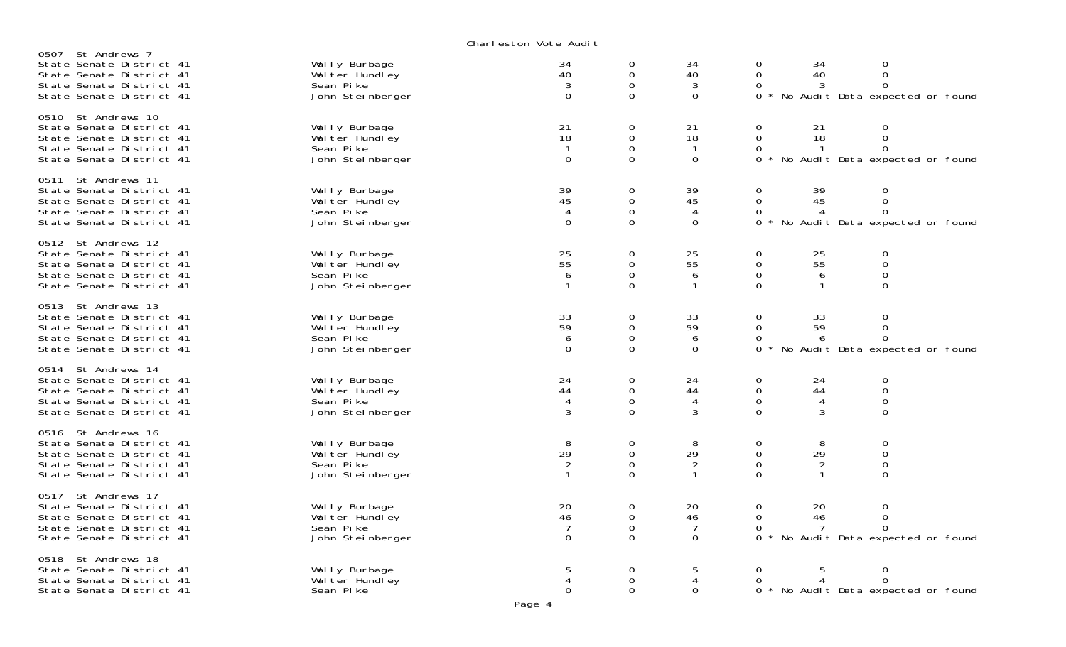Charleston Vote Audit

| Precinct / Contest | Candidate | | | | | | |
|---|---|---|---|---|---|---|---|
| **0507 St Andrews 7** | | | | | | | |
| State Senate District 41 | Wally Burbage | 34 | 0 | 34 | 0 | 34 | 0 |
| State Senate District 41 | Walter Hundley | 40 | 0 | 40 | 0 | 40 | 0 |
| State Senate District 41 | Sean Pike | 3 | 0 | 3 | 0 | 3 | 0 |
| State Senate District 41 | John Steinberger | 0 | 0 | 0 | 0 * No Audit Data expected or found | | |
| **0510 St Andrews 10** | | | | | | | |
| State Senate District 41 | Wally Burbage | 21 | 0 | 21 | 0 | 21 | 0 |
| State Senate District 41 | Walter Hundley | 18 | 0 | 18 | 0 | 18 | 0 |
| State Senate District 41 | Sean Pike | 1 | 0 | 1 | 0 | 1 | 0 |
| State Senate District 41 | John Steinberger | 0 | 0 | 0 | 0 * No Audit Data expected or found | | |
| **0511 St Andrews 11** | | | | | | | |
| State Senate District 41 | Wally Burbage | 39 | 0 | 39 | 0 | 39 | 0 |
| State Senate District 41 | Walter Hundley | 45 | 0 | 45 | 0 | 45 | 0 |
| State Senate District 41 | Sean Pike | 4 | 0 | 4 | 0 | 4 | 0 |
| State Senate District 41 | John Steinberger | 0 | 0 | 0 | 0 * No Audit Data expected or found | | |
| **0512 St Andrews 12** | | | | | | | |
| State Senate District 41 | Wally Burbage | 25 | 0 | 25 | 0 | 25 | 0 |
| State Senate District 41 | Walter Hundley | 55 | 0 | 55 | 0 | 55 | 0 |
| State Senate District 41 | Sean Pike | 6 | 0 | 6 | 0 | 6 | 0 |
| State Senate District 41 | John Steinberger | 1 | 0 | 1 | 0 | 1 | 0 |
| **0513 St Andrews 13** | | | | | | | |
| State Senate District 41 | Wally Burbage | 33 | 0 | 33 | 0 | 33 | 0 |
| State Senate District 41 | Walter Hundley | 59 | 0 | 59 | 0 | 59 | 0 |
| State Senate District 41 | Sean Pike | 6 | 0 | 6 | 0 | 6 | 0 |
| State Senate District 41 | John Steinberger | 0 | 0 | 0 | 0 * No Audit Data expected or found | | |
| **0514 St Andrews 14** | | | | | | | |
| State Senate District 41 | Wally Burbage | 24 | 0 | 24 | 0 | 24 | 0 |
| State Senate District 41 | Walter Hundley | 44 | 0 | 44 | 0 | 44 | 0 |
| State Senate District 41 | Sean Pike | 4 | 0 | 4 | 0 | 4 | 0 |
| State Senate District 41 | John Steinberger | 3 | 0 | 3 | 0 | 3 | 0 |
| **0516 St Andrews 16** | | | | | | | |
| State Senate District 41 | Wally Burbage | 8 | 0 | 8 | 0 | 8 | 0 |
| State Senate District 41 | Walter Hundley | 29 | 0 | 29 | 0 | 29 | 0 |
| State Senate District 41 | Sean Pike | 2 | 0 | 2 | 0 | 2 | 0 |
| State Senate District 41 | John Steinberger | 1 | 0 | 1 | 0 | 1 | 0 |
| **0517 St Andrews 17** | | | | | | | |
| State Senate District 41 | Wally Burbage | 20 | 0 | 20 | 0 | 20 | 0 |
| State Senate District 41 | Walter Hundley | 46 | 0 | 46 | 0 | 46 | 0 |
| State Senate District 41 | Sean Pike | 7 | 0 | 7 | 0 | 7 | 0 |
| State Senate District 41 | John Steinberger | 0 | 0 | 0 | 0 * No Audit Data expected or found | | |
| **0518 St Andrews 18** | | | | | | | |
| State Senate District 41 | Wally Burbage | 5 | 0 | 5 | 0 | 5 | 0 |
| State Senate District 41 | Walter Hundley | 4 | 0 | 4 | 0 | 4 | 0 |
| State Senate District 41 | Sean Pike | 0 | 0 | 0 | 0 * No Audit Data expected or found | | |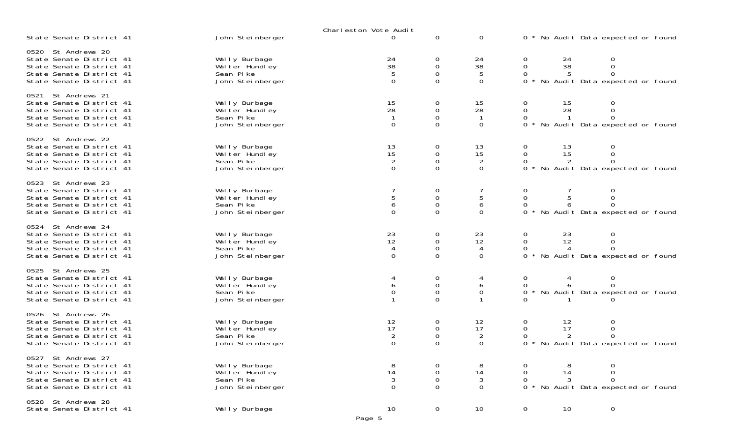Charleston Vote Audit

| | | | | | | | |
|---|---|---|---|---|---|---|---|
| State Senate District 41 | John Steinberger | 0 | 0 | 0 | 0 * No Audit Data expected or found | | |
| **0520 St Andrews 20** | | | | | | | |
| State Senate District 41 | Wally Burbage | 24 | 0 | 24 | 0 | 24 | 0 |
| State Senate District 41 | Walter Hundley | 38 | 0 | 38 | 0 | 38 | 0 |
| State Senate District 41 | Sean Pike | 5 | 0 | 5 | 0 | 5 | 0 |
| State Senate District 41 | John Steinberger | 0 | 0 | 0 | 0 * No Audit Data expected or found | | |
| **0521 St Andrews 21** | | | | | | | |
| State Senate District 41 | Wally Burbage | 15 | 0 | 15 | 0 | 15 | 0 |
| State Senate District 41 | Walter Hundley | 28 | 0 | 28 | 0 | 28 | 0 |
| State Senate District 41 | Sean Pike | 1 | 0 | 1 | 0 | 1 | 0 |
| State Senate District 41 | John Steinberger | 0 | 0 | 0 | 0 * No Audit Data expected or found | | |
| **0522 St Andrews 22** | | | | | | | |
| State Senate District 41 | Wally Burbage | 13 | 0 | 13 | 0 | 13 | 0 |
| State Senate District 41 | Walter Hundley | 15 | 0 | 15 | 0 | 15 | 0 |
| State Senate District 41 | Sean Pike | 2 | 0 | 2 | 0 | 2 | 0 |
| State Senate District 41 | John Steinberger | 0 | 0 | 0 | 0 * No Audit Data expected or found | | |
| **0523 St Andrews 23** | | | | | | | |
| State Senate District 41 | Wally Burbage | 7 | 0 | 7 | 0 | 7 | 0 |
| State Senate District 41 | Walter Hundley | 5 | 0 | 5 | 0 | 5 | 0 |
| State Senate District 41 | Sean Pike | 6 | 0 | 6 | 0 | 6 | 0 |
| State Senate District 41 | John Steinberger | 0 | 0 | 0 | 0 * No Audit Data expected or found | | |
| **0524 St Andrews 24** | | | | | | | |
| State Senate District 41 | Wally Burbage | 23 | 0 | 23 | 0 | 23 | 0 |
| State Senate District 41 | Walter Hundley | 12 | 0 | 12 | 0 | 12 | 0 |
| State Senate District 41 | Sean Pike | 4 | 0 | 4 | 0 | 4 | 0 |
| State Senate District 41 | John Steinberger | 0 | 0 | 0 | 0 * No Audit Data expected or found | | |
| **0525 St Andrews 25** | | | | | | | |
| State Senate District 41 | Wally Burbage | 4 | 0 | 4 | 0 | 4 | 0 |
| State Senate District 41 | Walter Hundley | 6 | 0 | 6 | 0 | 6 | 0 |
| State Senate District 41 | Sean Pike | 0 | 0 | 0 | 0 * No Audit Data expected or found | | |
| State Senate District 41 | John Steinberger | 1 | 0 | 1 | 0 | 1 | 0 |
| **0526 St Andrews 26** | | | | | | | |
| State Senate District 41 | Wally Burbage | 12 | 0 | 12 | 0 | 12 | 0 |
| State Senate District 41 | Walter Hundley | 17 | 0 | 17 | 0 | 17 | 0 |
| State Senate District 41 | Sean Pike | 2 | 0 | 2 | 0 | 2 | 0 |
| State Senate District 41 | John Steinberger | 0 | 0 | 0 | 0 * No Audit Data expected or found | | |
| **0527 St Andrews 27** | | | | | | | |
| State Senate District 41 | Wally Burbage | 8 | 0 | 8 | 0 | 8 | 0 |
| State Senate District 41 | Walter Hundley | 14 | 0 | 14 | 0 | 14 | 0 |
| State Senate District 41 | Sean Pike | 3 | 0 | 3 | 0 | 3 | 0 |
| State Senate District 41 | John Steinberger | 0 | 0 | 0 | 0 * No Audit Data expected or found | | |
| **0528 St Andrews 28** | | | | | | | |
| State Senate District 41 | Wally Burbage | 10 | 0 | 10 | 0 | 10 | 0 |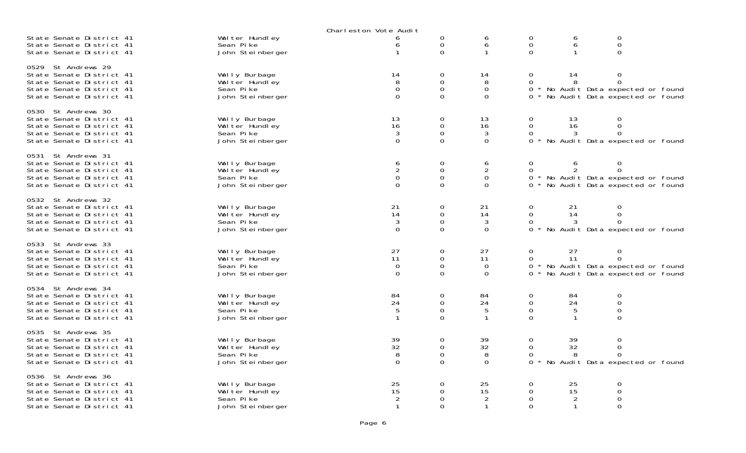Charleston Vote Audit

| | | | | | | | |
|---|---|---|---|---|---|---|---|
| State Senate District 41 | Walter Hundley | 6 | 0 | 6 | 0 | 6 | 0 |
| State Senate District 41 | Sean Pike | 6 | 0 | 6 | 0 | 6 | 0 |
| State Senate District 41 | John Steinberger | 1 | 0 | 1 | 0 | 1 | 0 |
| **0529 St Andrews 29** | | | | | | | |
| State Senate District 41 | Wally Burbage | 14 | 0 | 14 | 0 | 14 | 0 |
| State Senate District 41 | Walter Hundley | 8 | 0 | 8 | 0 | 8 | 0 |
| State Senate District 41 | Sean Pike | 0 | 0 | 0 | 0 * No Audit Data expected or found | | |
| State Senate District 41 | John Steinberger | 0 | 0 | 0 | 0 * No Audit Data expected or found | | |
| **0530 St Andrews 30** | | | | | | | |
| State Senate District 41 | Wally Burbage | 13 | 0 | 13 | 0 | 13 | 0 |
| State Senate District 41 | Walter Hundley | 16 | 0 | 16 | 0 | 16 | 0 |
| State Senate District 41 | Sean Pike | 3 | 0 | 3 | 0 | 3 | 0 |
| State Senate District 41 | John Steinberger | 0 | 0 | 0 | 0 * No Audit Data expected or found | | |
| **0531 St Andrews 31** | | | | | | | |
| State Senate District 41 | Wally Burbage | 6 | 0 | 6 | 0 | 6 | 0 |
| State Senate District 41 | Walter Hundley | 2 | 0 | 2 | 0 | 2 | 0 |
| State Senate District 41 | Sean Pike | 0 | 0 | 0 | 0 * No Audit Data expected or found | | |
| State Senate District 41 | John Steinberger | 0 | 0 | 0 | 0 * No Audit Data expected or found | | |
| **0532 St Andrews 32** | | | | | | | |
| State Senate District 41 | Wally Burbage | 21 | 0 | 21 | 0 | 21 | 0 |
| State Senate District 41 | Walter Hundley | 14 | 0 | 14 | 0 | 14 | 0 |
| State Senate District 41 | Sean Pike | 3 | 0 | 3 | 0 | 3 | 0 |
| State Senate District 41 | John Steinberger | 0 | 0 | 0 | 0 * No Audit Data expected or found | | |
| **0533 St Andrews 33** | | | | | | | |
| State Senate District 41 | Wally Burbage | 27 | 0 | 27 | 0 | 27 | 0 |
| State Senate District 41 | Walter Hundley | 11 | 0 | 11 | 0 | 11 | 0 |
| State Senate District 41 | Sean Pike | 0 | 0 | 0 | 0 * No Audit Data expected or found | | |
| State Senate District 41 | John Steinberger | 0 | 0 | 0 | 0 * No Audit Data expected or found | | |
| **0534 St Andrews 34** | | | | | | | |
| State Senate District 41 | Wally Burbage | 84 | 0 | 84 | 0 | 84 | 0 |
| State Senate District 41 | Walter Hundley | 24 | 0 | 24 | 0 | 24 | 0 |
| State Senate District 41 | Sean Pike | 5 | 0 | 5 | 0 | 5 | 0 |
| State Senate District 41 | John Steinberger | 1 | 0 | 1 | 0 | 1 | 0 |
| **0535 St Andrews 35** | | | | | | | |
| State Senate District 41 | Wally Burbage | 39 | 0 | 39 | 0 | 39 | 0 |
| State Senate District 41 | Walter Hundley | 32 | 0 | 32 | 0 | 32 | 0 |
| State Senate District 41 | Sean Pike | 8 | 0 | 8 | 0 | 8 | 0 |
| State Senate District 41 | John Steinberger | 0 | 0 | 0 | 0 * No Audit Data expected or found | | |
| **0536 St Andrews 36** | | | | | | | |
| State Senate District 41 | Wally Burbage | 25 | 0 | 25 | 0 | 25 | 0 |
| State Senate District 41 | Walter Hundley | 15 | 0 | 15 | 0 | 15 | 0 |
| State Senate District 41 | Sean Pike | 2 | 0 | 2 | 0 | 2 | 0 |
| State Senate District 41 | John Steinberger | 1 | 0 | 1 | 0 | 1 | 0 |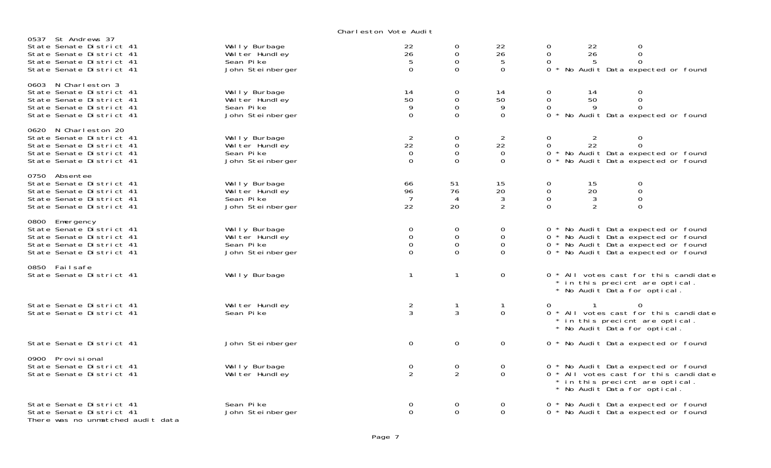Charleston Vote Audit

| Precinct / Contest | Candidate | | | | | | |
|---|---|---|---|---|---|---|---|
| **0537 St Andrews 37** | | | | | | | |
| State Senate District 41 | Wally Burbage | 22 | 0 | 22 | 0 | 22 | 0 |
| State Senate District 41 | Walter Hundley | 26 | 0 | 26 | 0 | 26 | 0 |
| State Senate District 41 | Sean Pike | 5 | 0 | 5 | 0 | 5 | 0 |
| State Senate District 41 | John Steinberger | 0 | 0 | 0 | 0 * No Audit Data expected or found | | |
| **0603 N Charleston 3** | | | | | | | |
| State Senate District 41 | Wally Burbage | 14 | 0 | 14 | 0 | 14 | 0 |
| State Senate District 41 | Walter Hundley | 50 | 0 | 50 | 0 | 50 | 0 |
| State Senate District 41 | Sean Pike | 9 | 0 | 9 | 0 | 9 | 0 |
| State Senate District 41 | John Steinberger | 0 | 0 | 0 | 0 * No Audit Data expected or found | | |
| **0620 N Charleston 20** | | | | | | | |
| State Senate District 41 | Wally Burbage | 2 | 0 | 2 | 0 | 2 | 0 |
| State Senate District 41 | Walter Hundley | 22 | 0 | 22 | 0 | 22 | 0 |
| State Senate District 41 | Sean Pike | 0 | 0 | 0 | 0 * No Audit Data expected or found | | |
| State Senate District 41 | John Steinberger | 0 | 0 | 0 | 0 * No Audit Data expected or found | | |
| **0750 Absentee** | | | | | | | |
| State Senate District 41 | Wally Burbage | 66 | 51 | 15 | 0 | 15 | 0 |
| State Senate District 41 | Walter Hundley | 96 | 76 | 20 | 0 | 20 | 0 |
| State Senate District 41 | Sean Pike | 7 | 4 | 3 | 0 | 3 | 0 |
| State Senate District 41 | John Steinberger | 22 | 20 | 2 | 0 | 2 | 0 |
| **0800 Emergency** | | | | | | | |
| State Senate District 41 | Wally Burbage | 0 | 0 | 0 | 0 * No Audit Data expected or found | | |
| State Senate District 41 | Walter Hundley | 0 | 0 | 0 | 0 * No Audit Data expected or found | | |
| State Senate District 41 | Sean Pike | 0 | 0 | 0 | 0 * No Audit Data expected or found | | |
| State Senate District 41 | John Steinberger | 0 | 0 | 0 | 0 * No Audit Data expected or found | | |
| **0850 Failsafe** | | | | | | | |
| State Senate District 41 | Wally Burbage | 1 | 1 | 0 | 0 * All votes cast for this candidate * in this precicnt are optical. * No Audit Data for optical. | | |
| State Senate District 41 | Walter Hundley | 2 | 1 | 1 | 0 | 1 | 0 |
| State Senate District 41 | Sean Pike | 3 | 3 | 0 | 0 * All votes cast for this candidate * in this precicnt are optical. * No Audit Data for optical. | | |
| State Senate District 41 | John Steinberger | 0 | 0 | 0 | 0 * No Audit Data expected or found | | |
| **0900 Provisional** | | | | | | | |
| State Senate District 41 | Wally Burbage | 0 | 0 | 0 | 0 * No Audit Data expected or found | | |
| State Senate District 41 | Walter Hundley | 2 | 2 | 0 | 0 * All votes cast for this candidate * in this precicnt are optical. * No Audit Data for optical. | | |
| State Senate District 41 | Sean Pike | 0 | 0 | 0 | 0 * No Audit Data expected or found | | |
| State Senate District 41 | John Steinberger | 0 | 0 | 0 | 0 * No Audit Data expected or found | | |

There was no unmatched audit data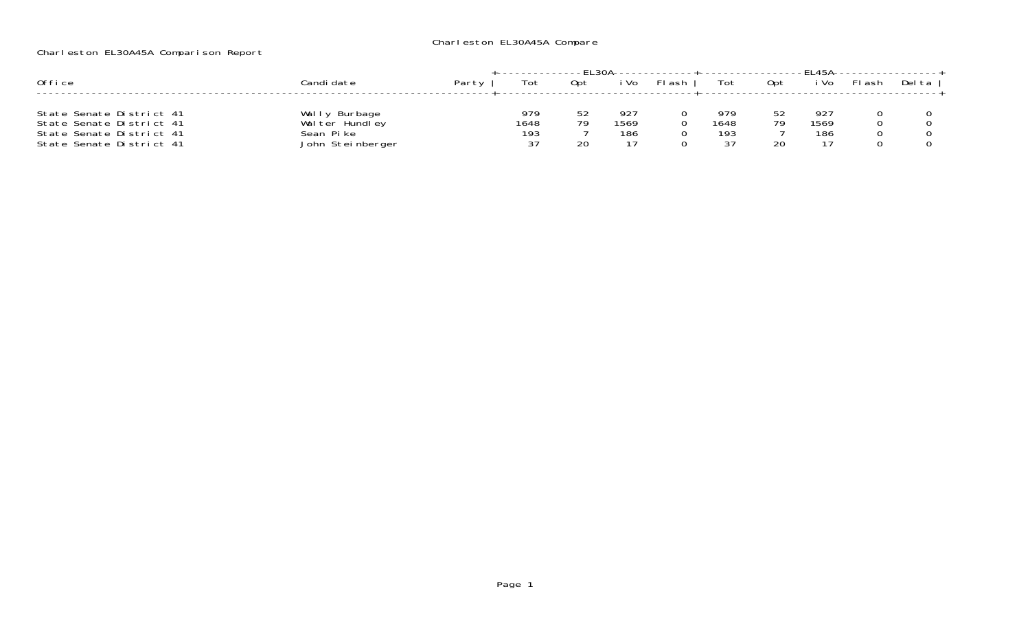Charleston EL30A45A Compare

Charleston EL30A45A Comparison Report

| Office | Candidate | Party | EL30A | | | | EL45A | | | | |
|---|---|---|---|---|---|---|---|---|---|---|---|
| | | | Tot | Opt | iVo | Flash | Tot | Opt | iVo | Flash | Delta |
| State Senate District 41 | Wally Burbage | | 979 | 52 | 927 | 0 | 979 | 52 | 927 | 0 | 0 |
| State Senate District 41 | Walter Hundley | | 1648 | 79 | 1569 | 0 | 1648 | 79 | 1569 | 0 | 0 |
| State Senate District 41 | Sean Pike | | 193 | 7 | 186 | 0 | 193 | 7 | 186 | 0 | 0 |
| State Senate District 41 | John Steinberger | | 37 | 20 | 17 | 0 | 37 | 20 | 17 | 0 | 0 |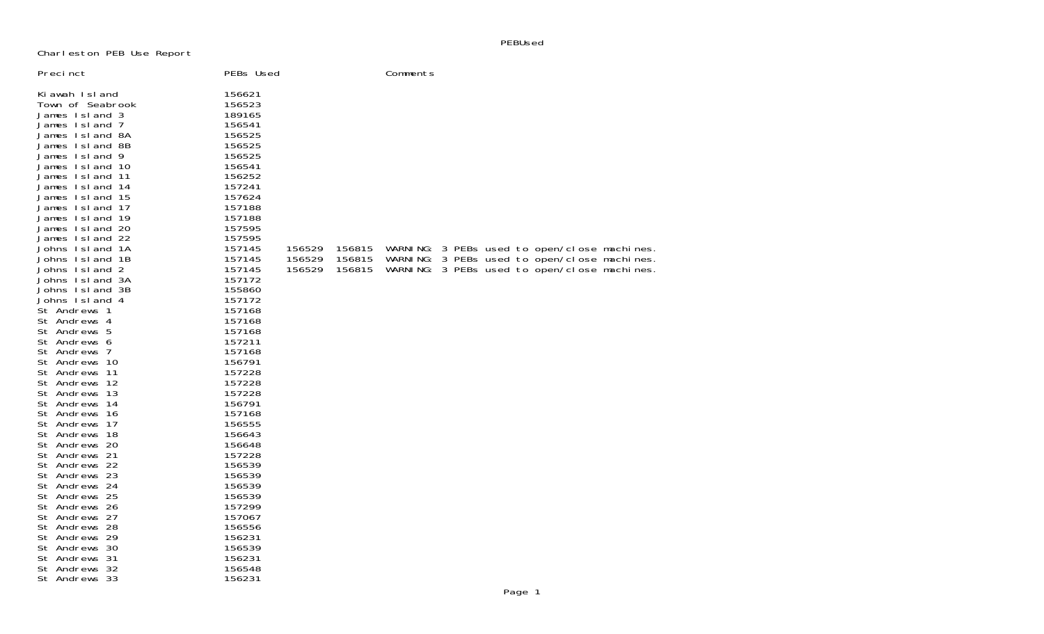Charleston PEB Use Report

| Precinct | PEBs Used | | | Comments |
|---|---|---|---|---|
| Kiawah Island | 156621 | | | |
| Town of Seabrook | 156523 | | | |
| James Island 3 | 189165 | | | |
| James Island 7 | 156541 | | | |
| James Island 8A | 156525 | | | |
| James Island 8B | 156525 | | | |
| James Island 9 | 156525 | | | |
| James Island 10 | 156541 | | | |
| James Island 11 | 156252 | | | |
| James Island 14 | 157241 | | | |
| James Island 15 | 157624 | | | |
| James Island 17 | 157188 | | | |
| James Island 19 | 157188 | | | |
| James Island 20 | 157595 | | | |
| James Island 22 | 157595 | | | |
| Johns Island 1A | 157145 | 156529 | 156815 | WARNING: 3 PEBs used to open/close machines. |
| Johns Island 1B | 157145 | 156529 | 156815 | WARNING: 3 PEBs used to open/close machines. |
| Johns Island 2 | 157145 | 156529 | 156815 | WARNING: 3 PEBs used to open/close machines. |
| Johns Island 3A | 157172 | | | |
| Johns Island 3B | 155860 | | | |
| Johns Island 4 | 157172 | | | |
| St Andrews 1 | 157168 | | | |
| St Andrews 4 | 157168 | | | |
| St Andrews 5 | 157168 | | | |
| St Andrews 6 | 157211 | | | |
| St Andrews 7 | 157168 | | | |
| St Andrews 10 | 156791 | | | |
| St Andrews 11 | 157228 | | | |
| St Andrews 12 | 157228 | | | |
| St Andrews 13 | 157228 | | | |
| St Andrews 14 | 156791 | | | |
| St Andrews 16 | 157168 | | | |
| St Andrews 17 | 156555 | | | |
| St Andrews 18 | 156643 | | | |
| St Andrews 20 | 156648 | | | |
| St Andrews 21 | 157228 | | | |
| St Andrews 22 | 156539 | | | |
| St Andrews 23 | 156539 | | | |
| St Andrews 24 | 156539 | | | |
| St Andrews 25 | 156539 | | | |
| St Andrews 26 | 157299 | | | |
| St Andrews 27 | 157067 | | | |
| St Andrews 28 | 156556 | | | |
| St Andrews 29 | 156231 | | | |
| St Andrews 30 | 156539 | | | |
| St Andrews 31 | 156231 | | | |
| St Andrews 32 | 156548 | | | |
| St Andrews 33 | 156231 | | | |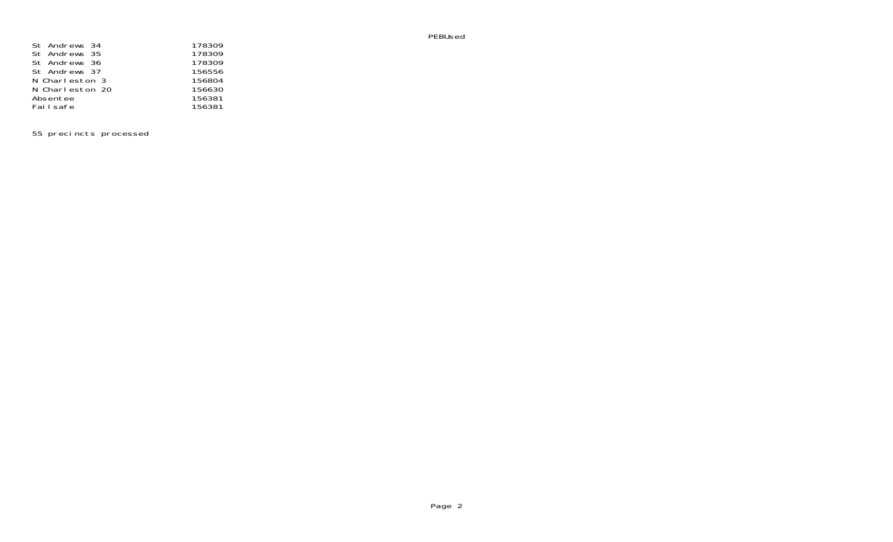| | PEBUsed |
|---|---|
| St Andrews 34 | 178309 |
| St Andrews 35 | 178309 |
| St Andrews 36 | 178309 |
| St Andrews 37 | 156556 |
| N Charleston 3 | 156804 |
| N Charleston 20 | 156630 |
| Absentee | 156381 |
| Failsafe | 156381 |

55 precincts processed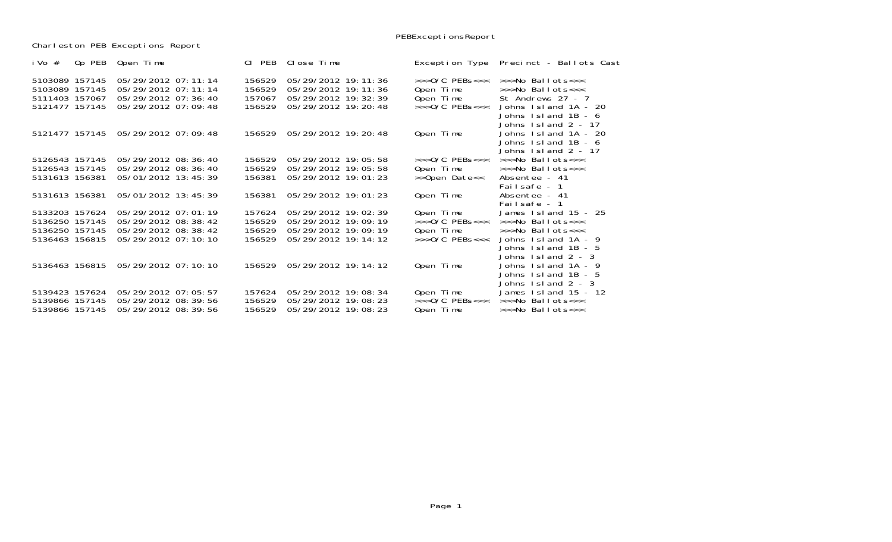PEBExceptionsReport

Charleston PEB Exceptions Report

| iVo # | Op PEB | Open Time | Cl PEB | Close Time | Exception Type | Precinct - Ballots Cast |
|---|---|---|---|---|---|---|
| 5103089 | 157145 | 05/29/2012 07:11:14 | 156529 | 05/29/2012 19:11:36 | >>>O/C PEBs<<< | >>>No Ballots<<< |
| 5103089 | 157145 | 05/29/2012 07:11:14 | 156529 | 05/29/2012 19:11:36 | Open Time | >>>No Ballots<<< |
| 5111403 | 157067 | 05/29/2012 07:36:40 | 157067 | 05/29/2012 19:32:39 | Open Time | St Andrews 27 - 7 |
| 5121477 | 157145 | 05/29/2012 07:09:48 | 156529 | 05/29/2012 19:20:48 | >>>O/C PEBs<<< | Johns Island 1A - 20<br>Johns Island 1B - 6<br>Johns Island 2 - 17 |
| 5121477 | 157145 | 05/29/2012 07:09:48 | 156529 | 05/29/2012 19:20:48 | Open Time | Johns Island 1A - 20<br>Johns Island 1B - 6<br>Johns Island 2 - 17 |
| 5126543 | 157145 | 05/29/2012 08:36:40 | 156529 | 05/29/2012 19:05:58 | >>>O/C PEBs<<< | >>>No Ballots<<< |
| 5126543 | 157145 | 05/29/2012 08:36:40 | 156529 | 05/29/2012 19:05:58 | Open Time | >>>No Ballots<<< |
| 5131613 | 156381 | 05/01/2012 13:45:39 | 156381 | 05/29/2012 19:01:23 | >>Open Date<< | Absentee - 41<br>Failsafe - 1 |
| 5131613 | 156381 | 05/01/2012 13:45:39 | 156381 | 05/29/2012 19:01:23 | Open Time | Absentee - 41<br>Failsafe - 1 |
| 5133203 | 157624 | 05/29/2012 07:01:19 | 157624 | 05/29/2012 19:02:39 | Open Time | James Island 15 - 25 |
| 5136250 | 157145 | 05/29/2012 08:38:42 | 156529 | 05/29/2012 19:09:19 | >>>O/C PEBs<<< | >>>No Ballots<<< |
| 5136250 | 157145 | 05/29/2012 08:38:42 | 156529 | 05/29/2012 19:09:19 | Open Time | >>>No Ballots<<< |
| 5136463 | 156815 | 05/29/2012 07:10:10 | 156529 | 05/29/2012 19:14:12 | >>>O/C PEBs<<< | Johns Island 1A - 9<br>Johns Island 1B - 5<br>Johns Island 2 - 3 |
| 5136463 | 156815 | 05/29/2012 07:10:10 | 156529 | 05/29/2012 19:14:12 | Open Time | Johns Island 1A - 9<br>Johns Island 1B - 5<br>Johns Island 2 - 3 |
| 5139423 | 157624 | 05/29/2012 07:05:57 | 157624 | 05/29/2012 19:08:34 | Open Time | James Island 15 - 12 |
| 5139866 | 157145 | 05/29/2012 08:39:56 | 156529 | 05/29/2012 19:08:23 | >>>O/C PEBs<<< | >>>No Ballots<<< |
| 5139866 | 157145 | 05/29/2012 08:39:56 | 156529 | 05/29/2012 19:08:23 | Open Time | >>>No Ballots<<< |